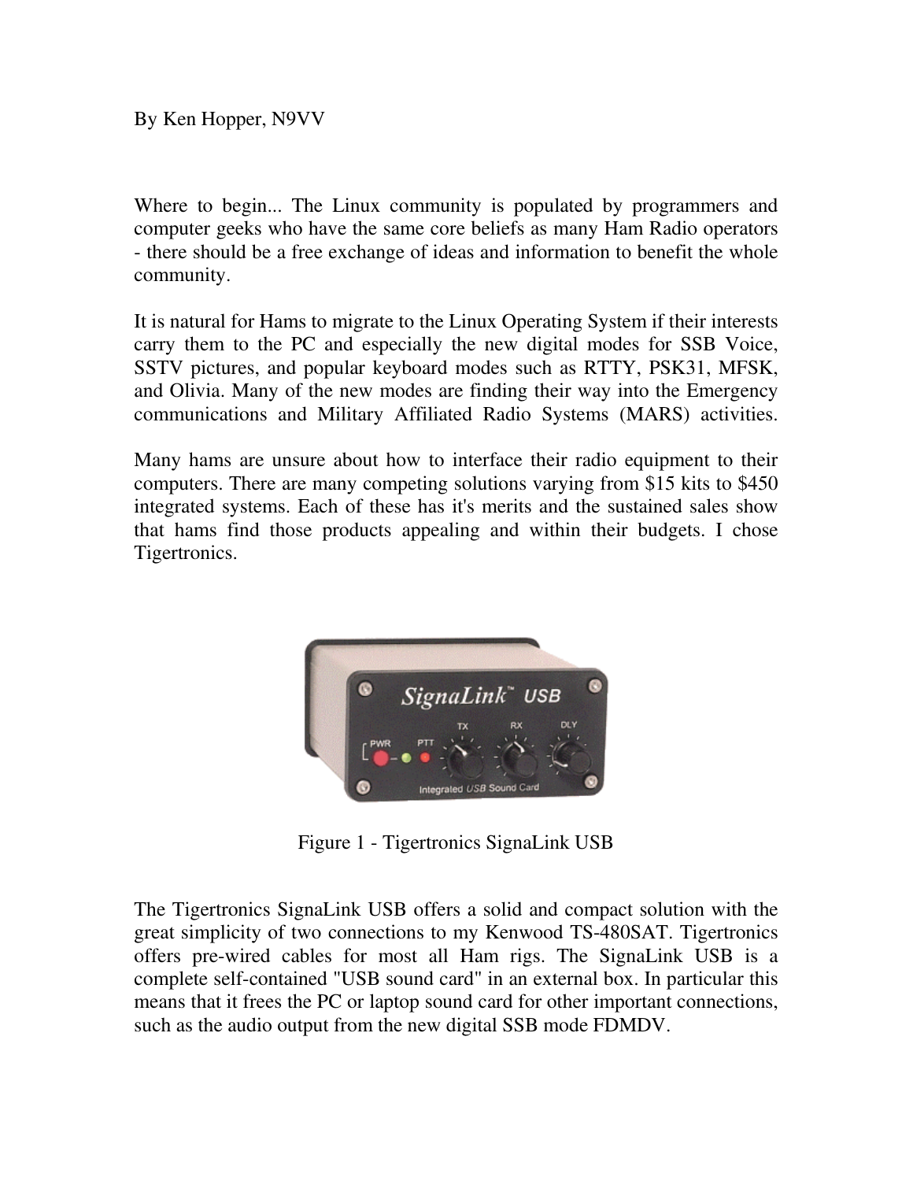By Ken Hopper, N9VV

Where to begin... The Linux community is populated by programmers and computer geeks who have the same core beliefs as many Ham Radio operators - there should be a free exchange of ideas and information to benefit the whole community.

It is natural for Hams to migrate to the Linux Operating System if their interests carry them to the PC and especially the new digital modes for SSB Voice, SSTV pictures, and popular keyboard modes such as RTTY, PSK31, MFSK, and Olivia. Many of the new modes are finding their way into the Emergency communications and Military Affiliated Radio Systems (MARS) activities.

Many hams are unsure about how to interface their radio equipment to their computers. There are many competing solutions varying from $15 kits to $450 integrated systems. Each of these has it's merits and the sustained sales show that hams find those products appealing and within their budgets. I chose Tigertronics.

Figure 1 - Tigertronics SignaLink USB

The Tigertronics SignaLink USB offers a solid and compact solution with the great simplicity of two connections to my Kenwood TS-480SAT. Tigertronics offers pre-wired cables for most all Ham rigs. The SignaLink USB is a complete self-contained "USB sound card" in an external box. In particular this means that it frees the PC or laptop sound card for other important connections, such as the audio output from the new digital SSB mode FDMDV.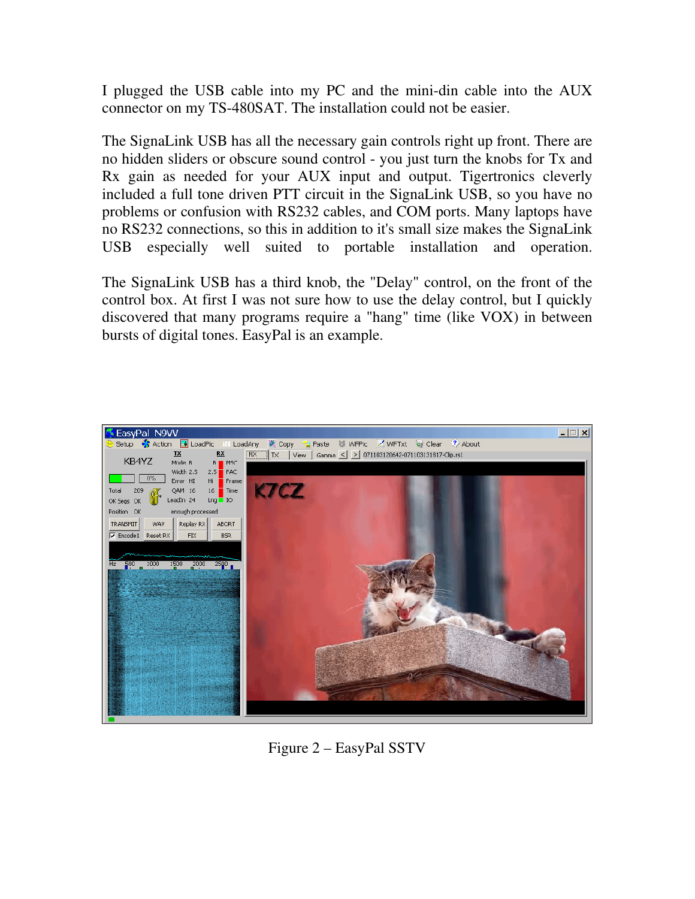I plugged the USB cable into my PC and the mini-din cable into the AUX connector on my TS-480SAT. The installation could not be easier.

The SignaLink USB has all the necessary gain controls right up front. There are no hidden sliders or obscure sound control - you just turn the knobs for Tx and Rx gain as needed for your AUX input and output. Tigertronics cleverly included a full tone driven PTT circuit in the SignaLink USB, so you have no problems or confusion with RS232 cables, and COM ports. Many laptops have no RS232 connections, so this in addition to it's small size makes the SignaLink USB especially well suited to portable installation and operation.

The SignaLink USB has a third knob, the "Delay" control, on the front of the control box. At first I was not sure how to use the delay control, but I quickly discovered that many programs require a "hang" time (like VOX) in between bursts of digital tones. EasyPal is an example.

Figure 2 – EasyPal SSTV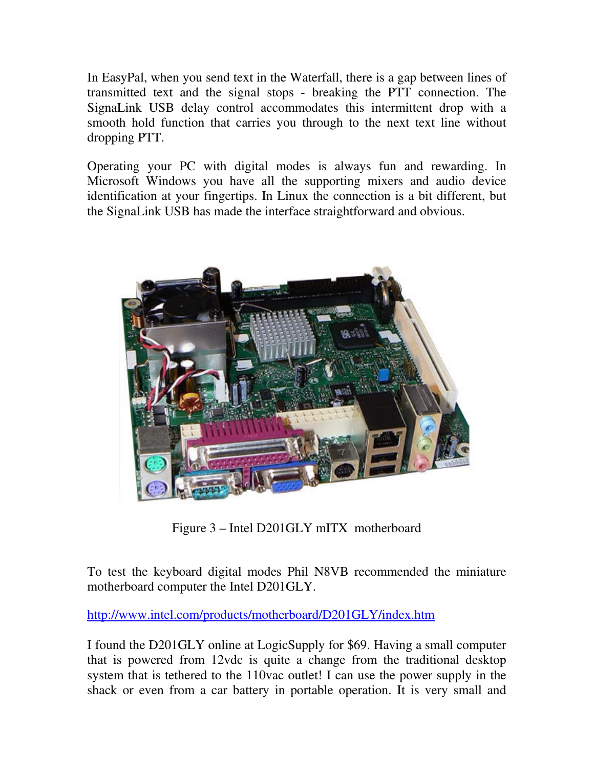In EasyPal, when you send text in the Waterfall, there is a gap between lines of transmitted text and the signal stops - breaking the PTT connection. The SignaLink USB delay control accommodates this intermittent drop with a smooth hold function that carries you through to the next text line without dropping PTT.

Operating your PC with digital modes is always fun and rewarding. In Microsoft Windows you have all the supporting mixers and audio device identification at your fingertips. In Linux the connection is a bit different, but the SignaLink USB has made the interface straightforward and obvious.

Figure 3 – Intel D201GLY mITX motherboard

To test the keyboard digital modes Phil N8VB recommended the miniature motherboard computer the Intel D201GLY.

http://www.intel.com/products/motherboard/D201GLY/index.htm

I found the D201GLY online at LogicSupply for $69. Having a small computer that is powered from 12vdc is quite a change from the traditional desktop system that is tethered to the 110vac outlet! I can use the power supply in the shack or even from a car battery in portable operation. It is very small and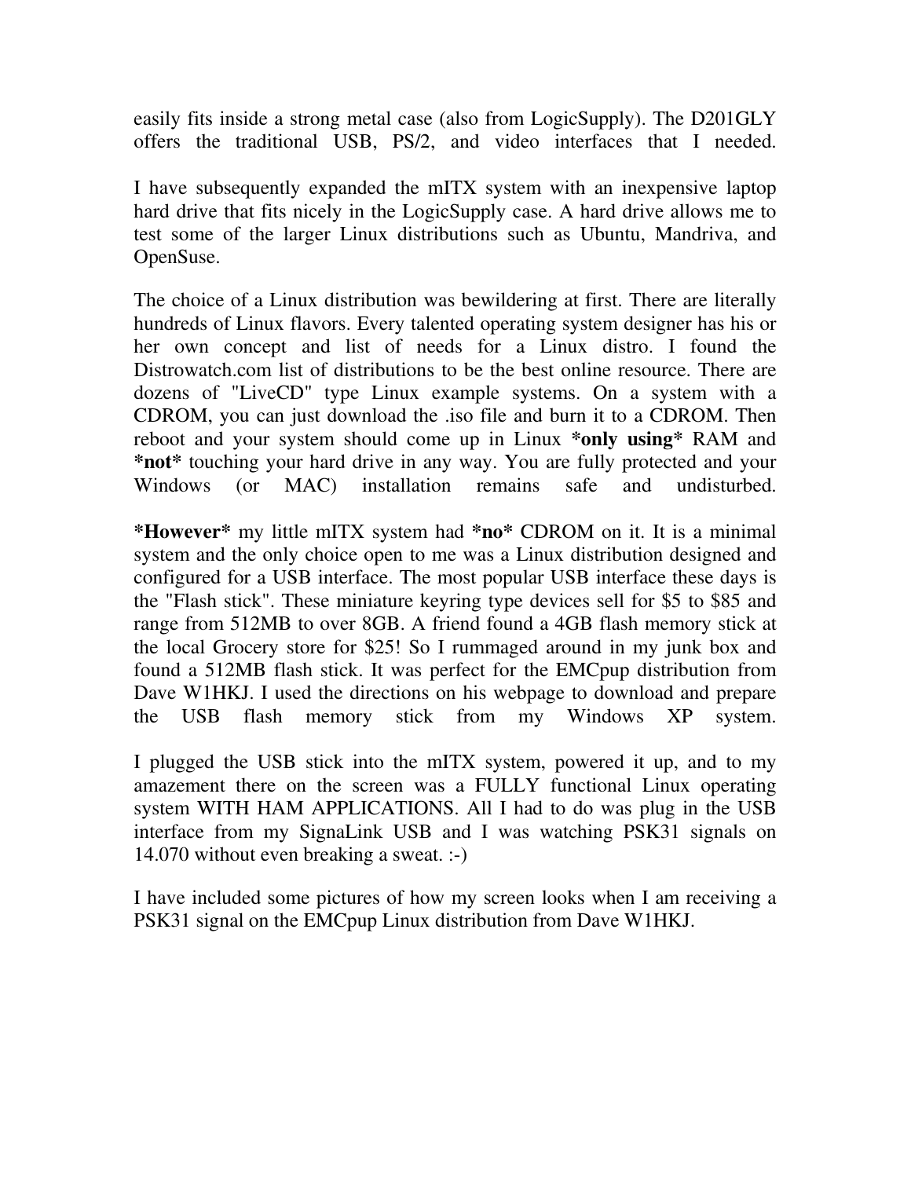easily fits inside a strong metal case (also from LogicSupply). The D201GLY offers the traditional USB, PS/2, and video interfaces that I needed.

I have subsequently expanded the mITX system with an inexpensive laptop hard drive that fits nicely in the LogicSupply case. A hard drive allows me to test some of the larger Linux distributions such as Ubuntu, Mandriva, and OpenSuse.

The choice of a Linux distribution was bewildering at first. There are literally hundreds of Linux flavors. Every talented operating system designer has his or her own concept and list of needs for a Linux distro. I found the Distrowatch.com list of distributions to be the best online resource. There are dozens of "LiveCD" type Linux example systems. On a system with a CDROM, you can just download the .iso file and burn it to a CDROM. Then reboot and your system should come up in Linux **\*only using\*** RAM and **\*not\*** touching your hard drive in any way. You are fully protected and your Windows (or MAC) installation remains safe and undisturbed.

**\*However\*** my little mITX system had **\*no\*** CDROM on it. It is a minimal system and the only choice open to me was a Linux distribution designed and configured for a USB interface. The most popular USB interface these days is the "Flash stick". These miniature keyring type devices sell for $5 to $85 and range from 512MB to over 8GB. A friend found a 4GB flash memory stick at the local Grocery store for $25! So I rummaged around in my junk box and found a 512MB flash stick. It was perfect for the EMCpup distribution from Dave W1HKJ. I used the directions on his webpage to download and prepare the USB flash memory stick from my Windows XP system.

I plugged the USB stick into the mITX system, powered it up, and to my amazement there on the screen was a FULLY functional Linux operating system WITH HAM APPLICATIONS. All I had to do was plug in the USB interface from my SignaLink USB and I was watching PSK31 signals on 14.070 without even breaking a sweat. :-)

I have included some pictures of how my screen looks when I am receiving a PSK31 signal on the EMCpup Linux distribution from Dave W1HKJ.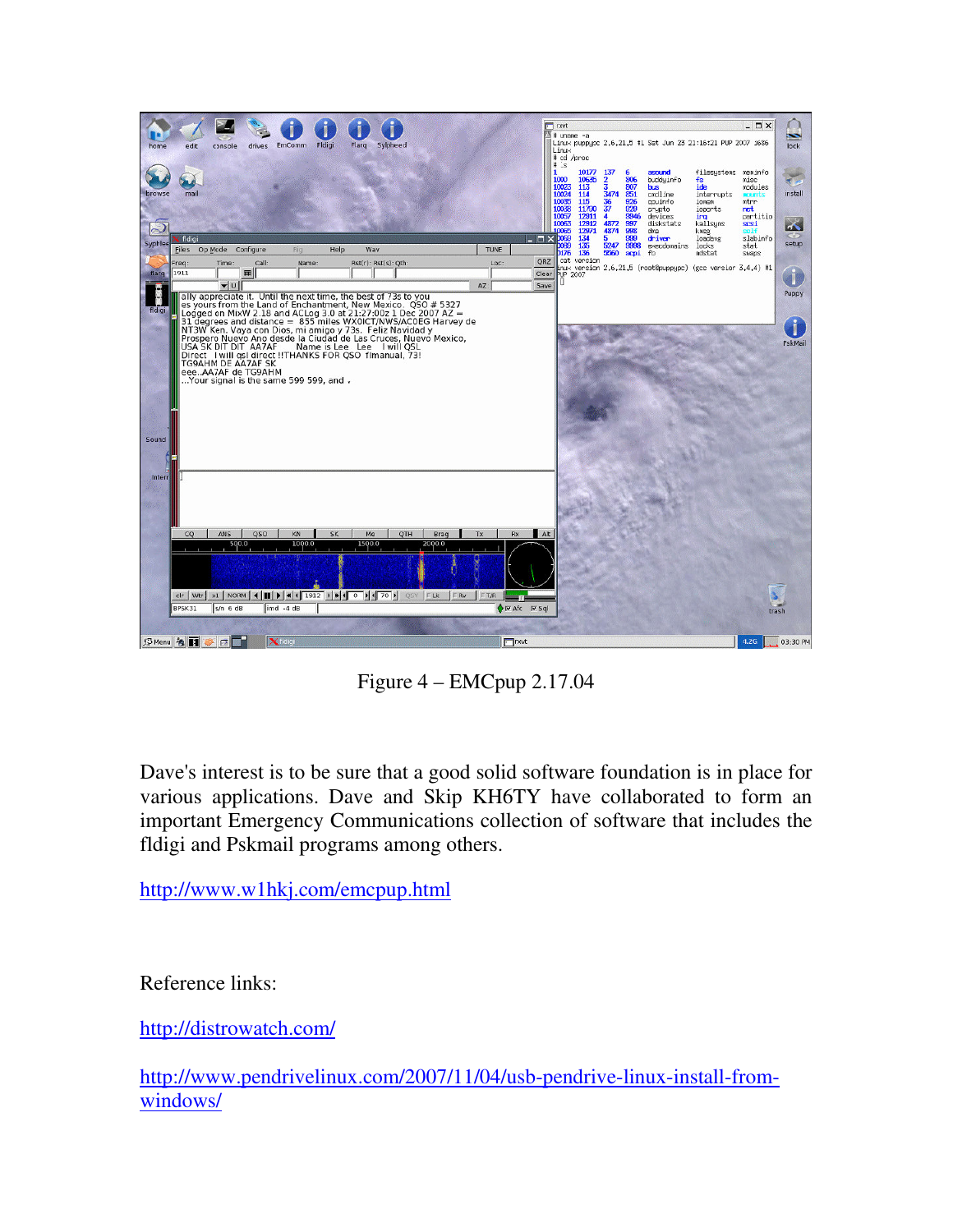Figure 4 – EMCpup 2.17.04

Dave's interest is to be sure that a good solid software foundation is in place for various applications. Dave and Skip KH6TY have collaborated to form an important Emergency Communications collection of software that includes the fldigi and Pskmail programs among others.

http://www.w1hkj.com/emcpup.html

Reference links:

http://distrowatch.com/

http://www.pendrivelinux.com/2007/11/04/usb-pendrive-linux-install-from-windows/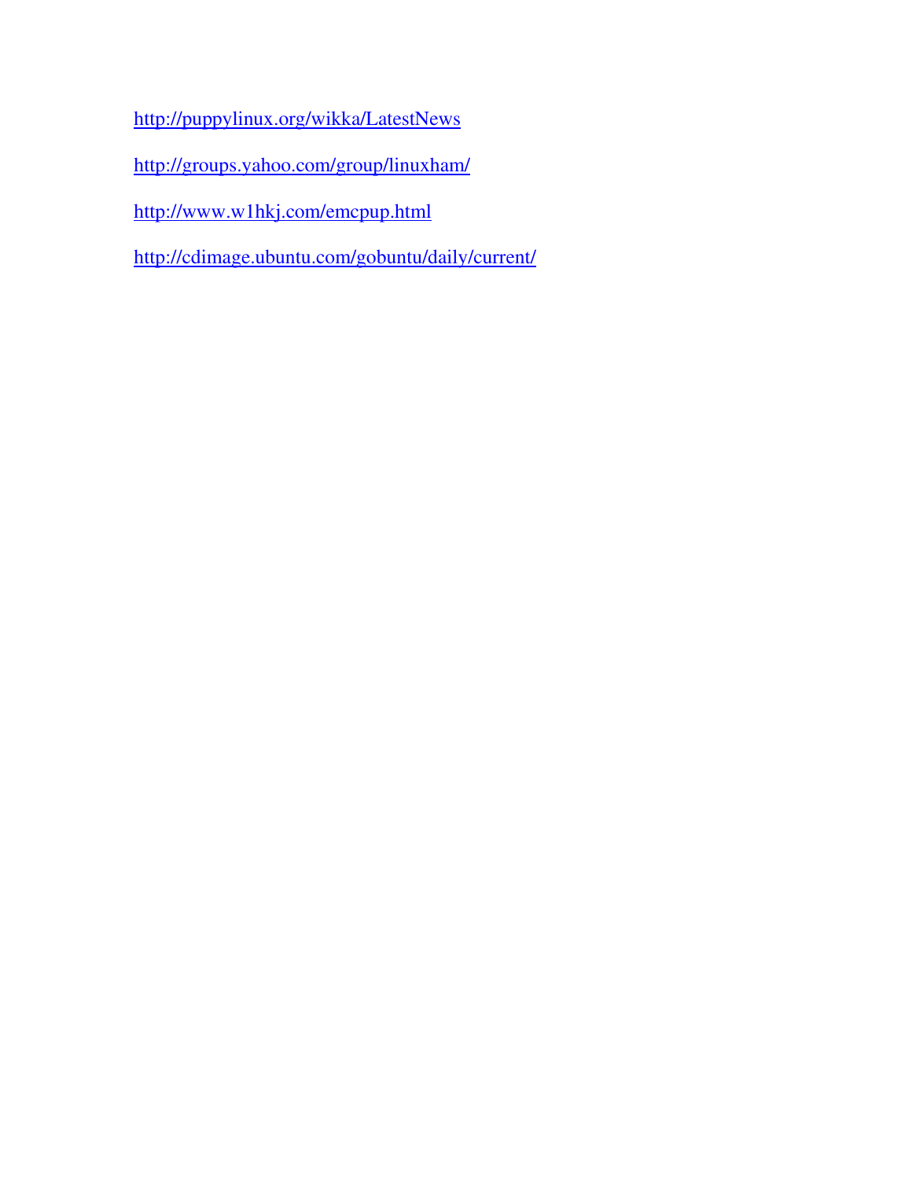http://puppylinux.org/wikka/LatestNews

http://groups.yahoo.com/group/linuxham/

http://www.w1hkj.com/emcpup.html

http://cdimage.ubuntu.com/gobuntu/daily/current/